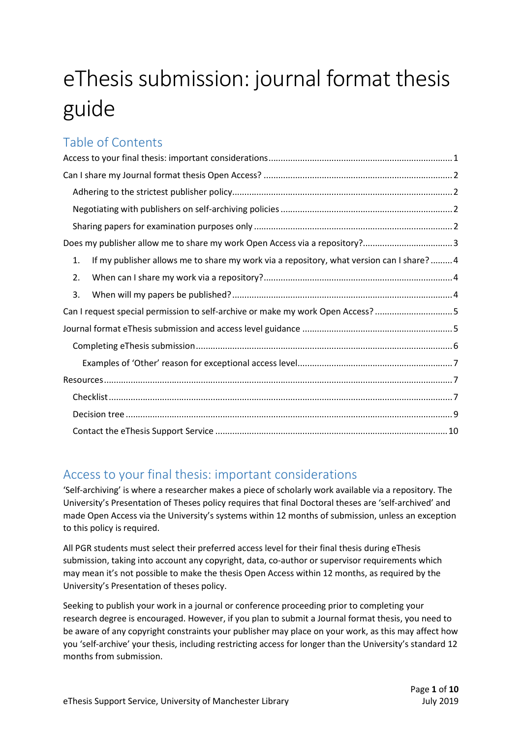# eThesis submission: journal format thesis guide

## Table of Contents

Access to your final thesis: important considerations .......... 1

Can I share my Journal format thesis Open Access? .......... 2

- Adhering to the strictest publisher policy .......... 2
- Negotiating with publishers on self-archiving policies .......... 2
- Sharing papers for examination purposes only .......... 2

Does my publisher allow me to share my work Open Access via a repository? .......... 3

1. If my publisher allows me to share my work via a repository, what version can I share? .......... 4
2. When can I share my work via a repository? .......... 4
3. When will my papers be published? .......... 4

Can I request special permission to self-archive or make my work Open Access? .......... 5

Journal format eThesis submission and access level guidance .......... 5

- Completing eThesis submission .......... 6
  - Examples of 'Other' reason for exceptional access level .......... 7

Resources .......... 7

- Checklist .......... 7
- Decision tree .......... 9
- Contact the eThesis Support Service .......... 10

## Access to your final thesis: important considerations

'Self-archiving' is where a researcher makes a piece of scholarly work available via a repository. The University's Presentation of Theses policy requires that final Doctoral theses are 'self-archived' and made Open Access via the University's systems within 12 months of submission, unless an exception to this policy is required.

All PGR students must select their preferred access level for their final thesis during eThesis submission, taking into account any copyright, data, co-author or supervisor requirements which may mean it's not possible to make the thesis Open Access within 12 months, as required by the University's Presentation of theses policy.

Seeking to publish your work in a journal or conference proceeding prior to completing your research degree is encouraged. However, if you plan to submit a Journal format thesis, you need to be aware of any copyright constraints your publisher may place on your work, as this may affect how you 'self-archive' your thesis, including restricting access for longer than the University's standard 12 months from submission.

eThesis Support Service, University of Manchester Library

July 2019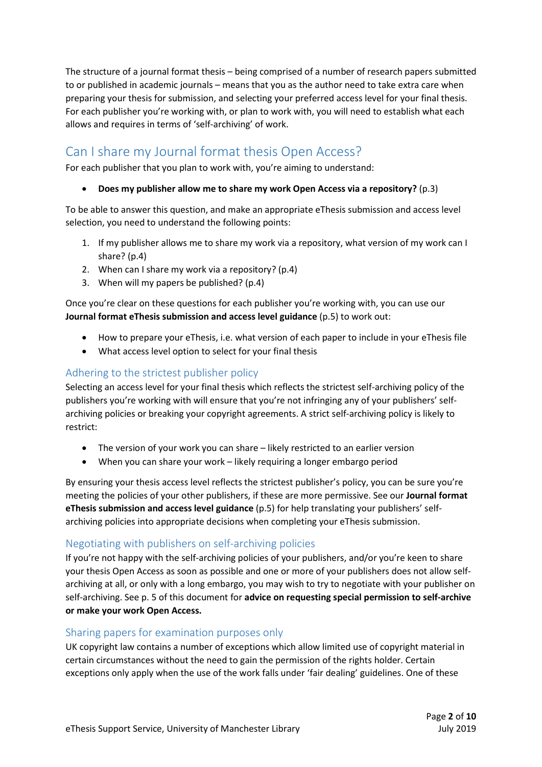The structure of a journal format thesis – being comprised of a number of research papers submitted to or published in academic journals – means that you as the author need to take extra care when preparing your thesis for submission, and selecting your preferred access level for your final thesis. For each publisher you're working with, or plan to work with, you will need to establish what each allows and requires in terms of 'self-archiving' of work.

## Can I share my Journal format thesis Open Access?

For each publisher that you plan to work with, you're aiming to understand:

- **Does my publisher allow me to share my work Open Access via a repository?** (p.3)

To be able to answer this question, and make an appropriate eThesis submission and access level selection, you need to understand the following points:

1. If my publisher allows me to share my work via a repository, what version of my work can I share? (p.4)
2. When can I share my work via a repository? (p.4)
3. When will my papers be published? (p.4)

Once you're clear on these questions for each publisher you're working with, you can use our **Journal format eThesis submission and access level guidance** (p.5) to work out:

- How to prepare your eThesis, i.e. what version of each paper to include in your eThesis file
- What access level option to select for your final thesis

### Adhering to the strictest publisher policy

Selecting an access level for your final thesis which reflects the strictest self-archiving policy of the publishers you're working with will ensure that you're not infringing any of your publishers' self-archiving policies or breaking your copyright agreements. A strict self-archiving policy is likely to restrict:

- The version of your work you can share – likely restricted to an earlier version
- When you can share your work – likely requiring a longer embargo period

By ensuring your thesis access level reflects the strictest publisher's policy, you can be sure you're meeting the policies of your other publishers, if these are more permissive. See our **Journal format eThesis submission and access level guidance** (p.5) for help translating your publishers' self-archiving policies into appropriate decisions when completing your eThesis submission.

### Negotiating with publishers on self-archiving policies

If you're not happy with the self-archiving policies of your publishers, and/or you're keen to share your thesis Open Access as soon as possible and one or more of your publishers does not allow self-archiving at all, or only with a long embargo, you may wish to try to negotiate with your publisher on self-archiving. See p. 5 of this document for **advice on requesting special permission to self-archive or make your work Open Access.**

### Sharing papers for examination purposes only

UK copyright law contains a number of exceptions which allow limited use of copyright material in certain circumstances without the need to gain the permission of the rights holder. Certain exceptions only apply when the use of the work falls under 'fair dealing' guidelines. One of these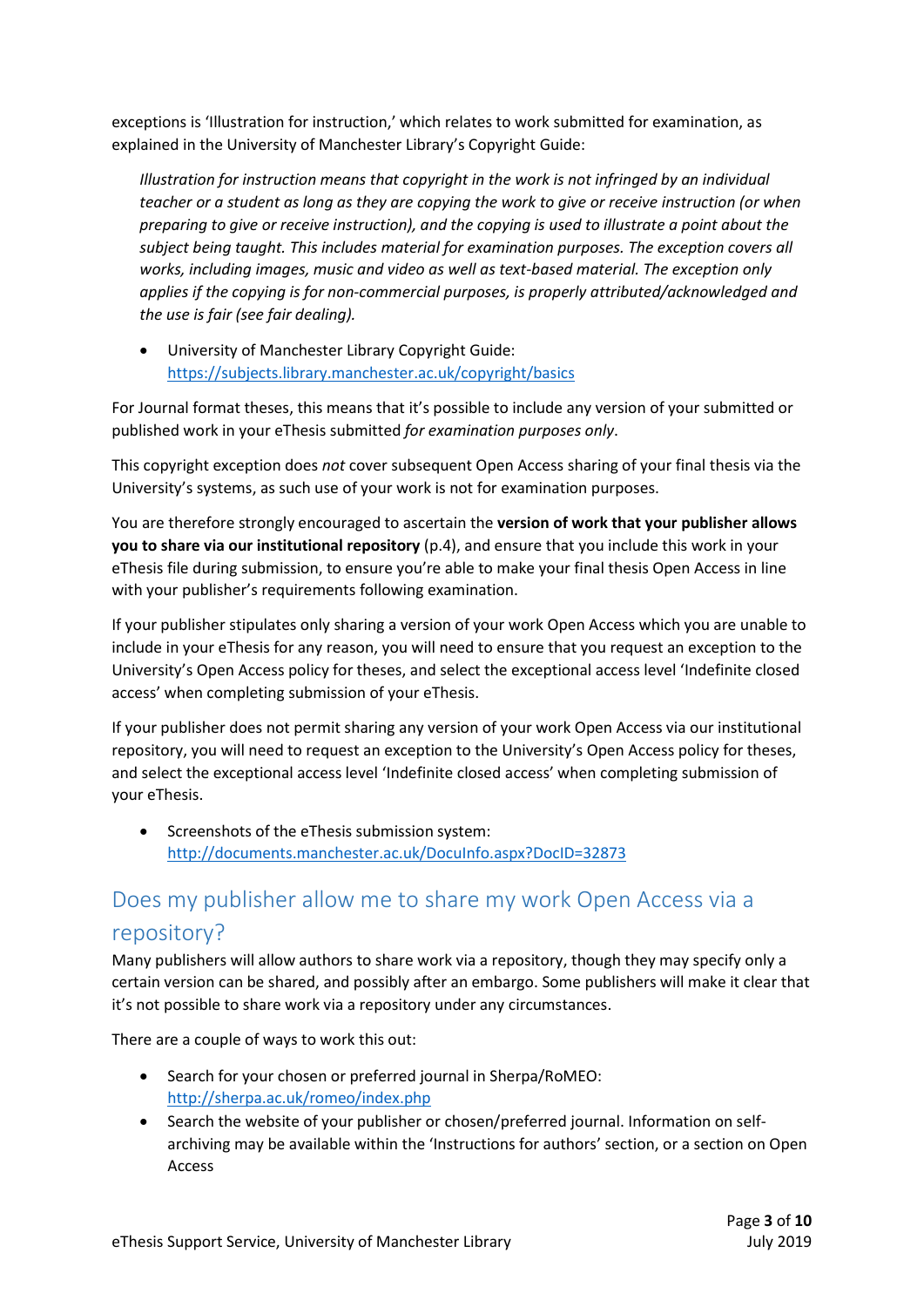exceptions is 'Illustration for instruction,' which relates to work submitted for examination, as explained in the University of Manchester Library's Copyright Guide:

> *Illustration for instruction means that copyright in the work is not infringed by an individual teacher or a student as long as they are copying the work to give or receive instruction (or when preparing to give or receive instruction), and the copying is used to illustrate a point about the subject being taught. This includes material for examination purposes. The exception covers all works, including images, music and video as well as text-based material. The exception only applies if the copying is for non-commercial purposes, is properly attributed/acknowledged and the use is fair (see fair dealing).*

- University of Manchester Library Copyright Guide: [https://subjects.library.manchester.ac.uk/copyright/basics](https://subjects.library.manchester.ac.uk/copyright/basics)

For Journal format theses, this means that it's possible to include any version of your submitted or published work in your eThesis submitted *for examination purposes only*.

This copyright exception does *not* cover subsequent Open Access sharing of your final thesis via the University's systems, as such use of your work is not for examination purposes.

You are therefore strongly encouraged to ascertain the **version of work that your publisher allows you to share via our institutional repository** (p.4), and ensure that you include this work in your eThesis file during submission, to ensure you're able to make your final thesis Open Access in line with your publisher's requirements following examination.

If your publisher stipulates only sharing a version of your work Open Access which you are unable to include in your eThesis for any reason, you will need to ensure that you request an exception to the University's Open Access policy for theses, and select the exceptional access level 'Indefinite closed access' when completing submission of your eThesis.

If your publisher does not permit sharing any version of your work Open Access via our institutional repository, you will need to request an exception to the University's Open Access policy for theses, and select the exceptional access level 'Indefinite closed access' when completing submission of your eThesis.

- Screenshots of the eThesis submission system: [http://documents.manchester.ac.uk/DocuInfo.aspx?DocID=32873](http://documents.manchester.ac.uk/DocuInfo.aspx?DocID=32873)

## Does my publisher allow me to share my work Open Access via a repository?

Many publishers will allow authors to share work via a repository, though they may specify only a certain version can be shared, and possibly after an embargo. Some publishers will make it clear that it's not possible to share work via a repository under any circumstances.

There are a couple of ways to work this out:

- Search for your chosen or preferred journal in Sherpa/RoMEO: [http://sherpa.ac.uk/romeo/index.php](http://sherpa.ac.uk/romeo/index.php)
- Search the website of your publisher or chosen/preferred journal. Information on self-archiving may be available within the 'Instructions for authors' section, or a section on Open Access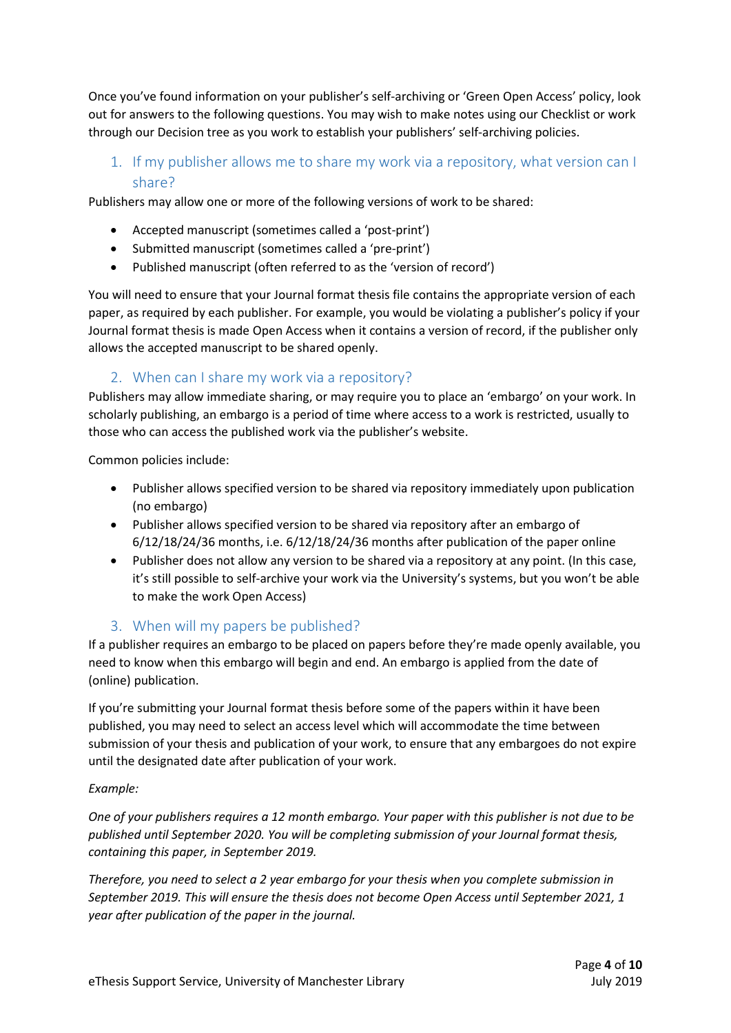Once you've found information on your publisher's self-archiving or 'Green Open Access' policy, look out for answers to the following questions. You may wish to make notes using our Checklist or work through our Decision tree as you work to establish your publishers' self-archiving policies.

## 1. If my publisher allows me to share my work via a repository, what version can I share?

Publishers may allow one or more of the following versions of work to be shared:

- Accepted manuscript (sometimes called a 'post-print')
- Submitted manuscript (sometimes called a 'pre-print')
- Published manuscript (often referred to as the 'version of record')

You will need to ensure that your Journal format thesis file contains the appropriate version of each paper, as required by each publisher. For example, you would be violating a publisher's policy if your Journal format thesis is made Open Access when it contains a version of record, if the publisher only allows the accepted manuscript to be shared openly.

## 2. When can I share my work via a repository?

Publishers may allow immediate sharing, or may require you to place an 'embargo' on your work. In scholarly publishing, an embargo is a period of time where access to a work is restricted, usually to those who can access the published work via the publisher's website.

Common policies include:

- Publisher allows specified version to be shared via repository immediately upon publication (no embargo)
- Publisher allows specified version to be shared via repository after an embargo of 6/12/18/24/36 months, i.e. 6/12/18/24/36 months after publication of the paper online
- Publisher does not allow any version to be shared via a repository at any point. (In this case, it's still possible to self-archive your work via the University's systems, but you won't be able to make the work Open Access)

## 3. When will my papers be published?

If a publisher requires an embargo to be placed on papers before they're made openly available, you need to know when this embargo will begin and end. An embargo is applied from the date of (online) publication.

If you're submitting your Journal format thesis before some of the papers within it have been published, you may need to select an access level which will accommodate the time between submission of your thesis and publication of your work, to ensure that any embargoes do not expire until the designated date after publication of your work.

*Example:*

*One of your publishers requires a 12 month embargo. Your paper with this publisher is not due to be published until September 2020. You will be completing submission of your Journal format thesis, containing this paper, in September 2019.*

*Therefore, you need to select a 2 year embargo for your thesis when you complete submission in September 2019. This will ensure the thesis does not become Open Access until September 2021, 1 year after publication of the paper in the journal.*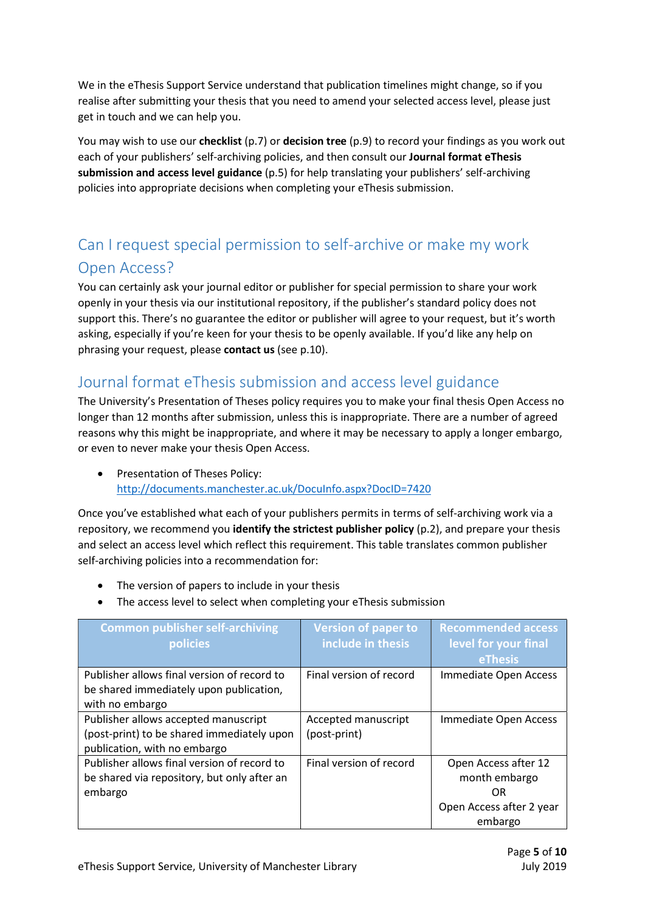We in the eThesis Support Service understand that publication timelines might change, so if you realise after submitting your thesis that you need to amend your selected access level, please just get in touch and we can help you.

You may wish to use our **checklist** (p.7) or **decision tree** (p.9) to record your findings as you work out each of your publishers' self-archiving policies, and then consult our **Journal format eThesis submission and access level guidance** (p.5) for help translating your publishers' self-archiving policies into appropriate decisions when completing your eThesis submission.

## Can I request special permission to self-archive or make my work Open Access?

You can certainly ask your journal editor or publisher for special permission to share your work openly in your thesis via our institutional repository, if the publisher's standard policy does not support this. There's no guarantee the editor or publisher will agree to your request, but it's worth asking, especially if you're keen for your thesis to be openly available. If you'd like any help on phrasing your request, please **contact us** (see p.10).

## Journal format eThesis submission and access level guidance

The University's Presentation of Theses policy requires you to make your final thesis Open Access no longer than 12 months after submission, unless this is inappropriate. There are a number of agreed reasons why this might be inappropriate, and where it may be necessary to apply a longer embargo, or even to never make your thesis Open Access.

- Presentation of Theses Policy: http://documents.manchester.ac.uk/DocuInfo.aspx?DocID=7420

Once you've established what each of your publishers permits in terms of self-archiving work via a repository, we recommend you **identify the strictest publisher policy** (p.2), and prepare your thesis and select an access level which reflect this requirement. This table translates common publisher self-archiving policies into a recommendation for:

- The version of papers to include in your thesis
- The access level to select when completing your eThesis submission

| Common publisher self-archiving policies | Version of paper to include in thesis | Recommended access level for your final eThesis |
|---|---|---|
| Publisher allows final version of record to be shared immediately upon publication, with no embargo | Final version of record | Immediate Open Access |
| Publisher allows accepted manuscript (post-print) to be shared immediately upon publication, with no embargo | Accepted manuscript (post-print) | Immediate Open Access |
| Publisher allows final version of record to be shared via repository, but only after an embargo | Final version of record | Open Access after 12 month embargo OR Open Access after 2 year embargo |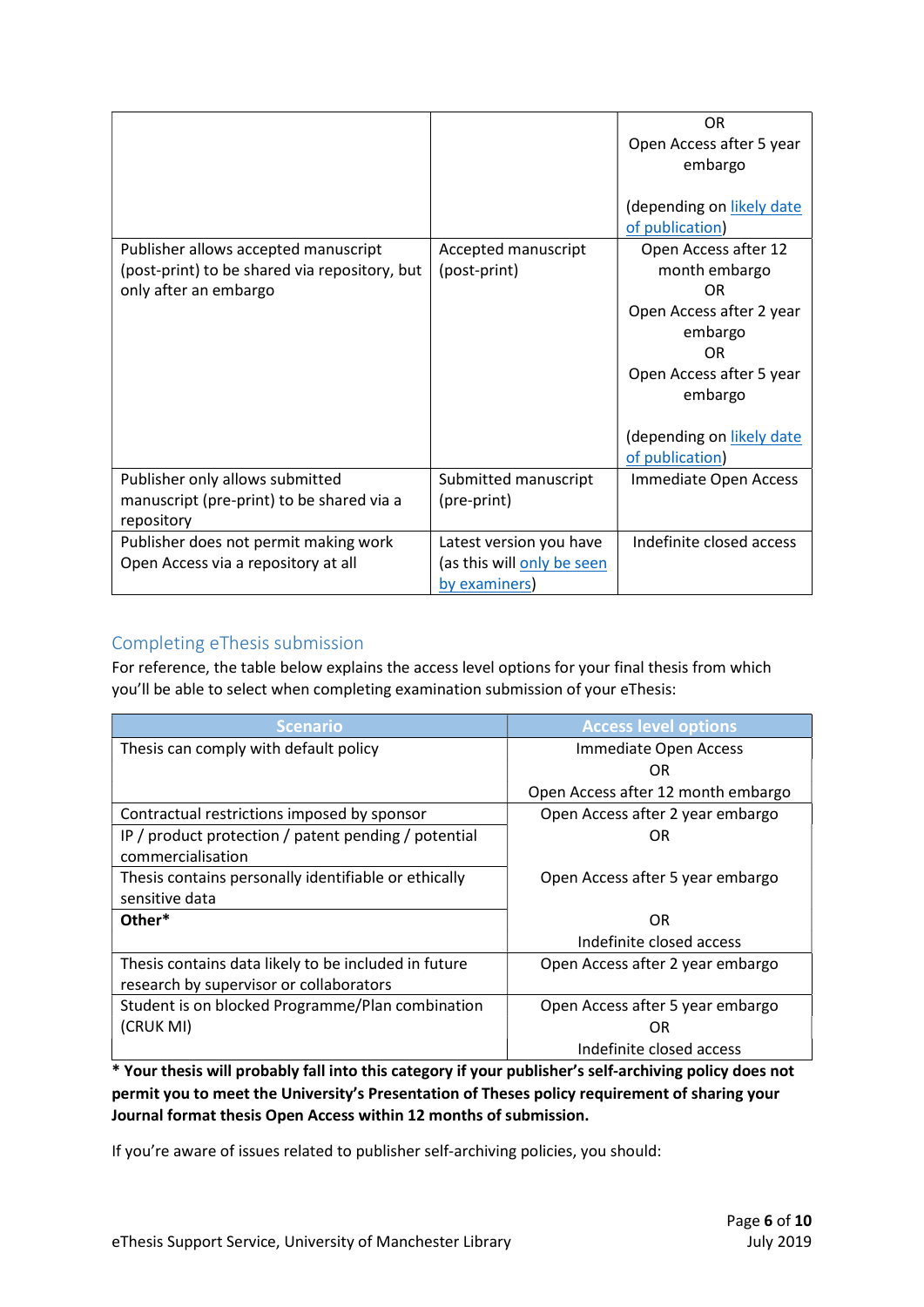| | | OR<br>Open Access after 5 year embargo<br><br>(depending on likely date of publication) |
|---|---|---|
| Publisher allows accepted manuscript (post-print) to be shared via repository, but only after an embargo | Accepted manuscript (post-print) | Open Access after 12 month embargo<br>OR<br>Open Access after 2 year embargo<br>OR<br>Open Access after 5 year embargo<br><br>(depending on likely date of publication) |
| Publisher only allows submitted manuscript (pre-print) to be shared via a repository | Submitted manuscript (pre-print) | Immediate Open Access |
| Publisher does not permit making work Open Access via a repository at all | Latest version you have (as this will only be seen by examiners) | Indefinite closed access |

## Completing eThesis submission

For reference, the table below explains the access level options for your final thesis from which you'll be able to select when completing examination submission of your eThesis:

| Scenario | Access level options |
|---|---|
| Thesis can comply with default policy | Immediate Open Access<br>OR<br>Open Access after 12 month embargo |
| Contractual restrictions imposed by sponsor<br>IP / product protection / patent pending / potential commercialisation<br>Thesis contains personally identifiable or ethically sensitive data<br>**Other*** | Open Access after 2 year embargo<br>OR<br>Open Access after 5 year embargo<br>OR<br>Indefinite closed access |
| Thesis contains data likely to be included in future research by supervisor or collaborators | Open Access after 2 year embargo |
| Student is on blocked Programme/Plan combination (CRUK MI) | Open Access after 5 year embargo<br>OR<br>Indefinite closed access |

**\* Your thesis will probably fall into this category if your publisher's self-archiving policy does not permit you to meet the University's Presentation of Theses policy requirement of sharing your Journal format thesis Open Access within 12 months of submission.**

If you're aware of issues related to publisher self-archiving policies, you should: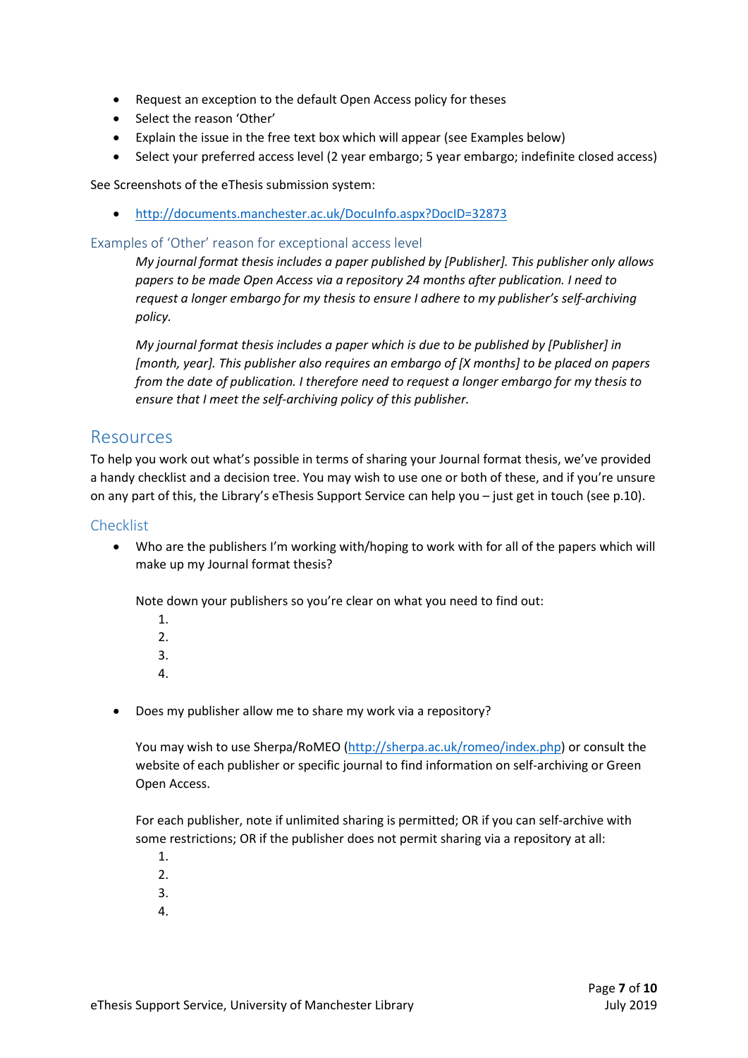- Request an exception to the default Open Access policy for theses
- Select the reason 'Other'
- Explain the issue in the free text box which will appear (see Examples below)
- Select your preferred access level (2 year embargo; 5 year embargo; indefinite closed access)

See Screenshots of the eThesis submission system:

- [http://documents.manchester.ac.uk/DocuInfo.aspx?DocID=32873](http://documents.manchester.ac.uk/DocuInfo.aspx?DocID=32873)

### Examples of 'Other' reason for exceptional access level

*My journal format thesis includes a paper published by [Publisher]. This publisher only allows papers to be made Open Access via a repository 24 months after publication. I need to request a longer embargo for my thesis to ensure I adhere to my publisher's self-archiving policy.*

*My journal format thesis includes a paper which is due to be published by [Publisher] in [month, year]. This publisher also requires an embargo of [X months] to be placed on papers from the date of publication. I therefore need to request a longer embargo for my thesis to ensure that I meet the self-archiving policy of this publisher.*

## Resources

To help you work out what's possible in terms of sharing your Journal format thesis, we've provided a handy checklist and a decision tree. You may wish to use one or both of these, and if you're unsure on any part of this, the Library's eThesis Support Service can help you – just get in touch (see p.10).

### Checklist

- Who are the publishers I'm working with/hoping to work with for all of the papers which will make up my Journal format thesis?

  Note down your publishers so you're clear on what you need to find out:

  1.
  2.
  3.
  4.

- Does my publisher allow me to share my work via a repository?

  You may wish to use Sherpa/RoMEO ([http://sherpa.ac.uk/romeo/index.php](http://sherpa.ac.uk/romeo/index.php)) or consult the website of each publisher or specific journal to find information on self-archiving or Green Open Access.

  For each publisher, note if unlimited sharing is permitted; OR if you can self-archive with some restrictions; OR if the publisher does not permit sharing via a repository at all:

  1.
  2.
  3.
  4.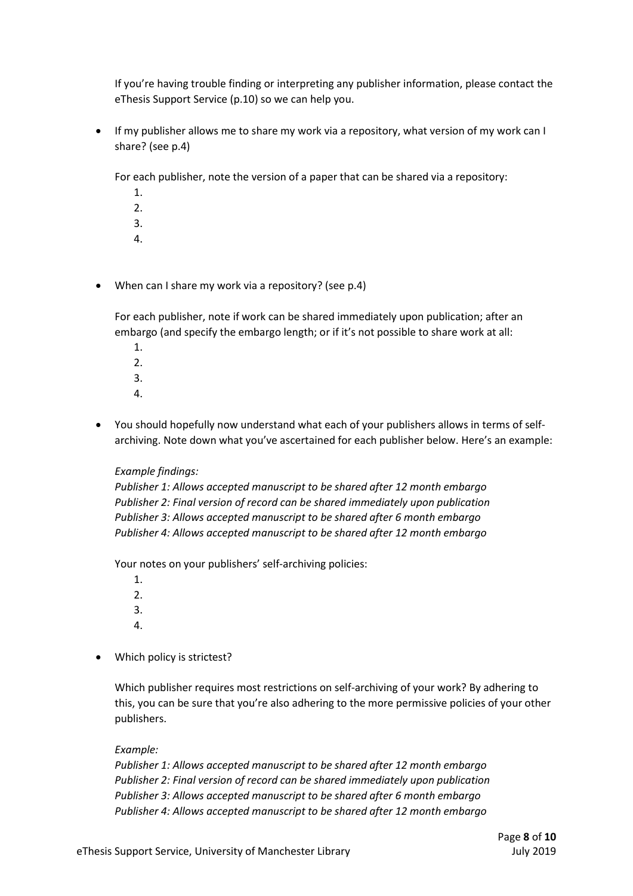If you're having trouble finding or interpreting any publisher information, please contact the eThesis Support Service (p.10) so we can help you.

- If my publisher allows me to share my work via a repository, what version of my work can I share? (see p.4)

  For each publisher, note the version of a paper that can be shared via a repository:

  1.
  2.
  3.
  4.

- When can I share my work via a repository? (see p.4)

  For each publisher, note if work can be shared immediately upon publication; after an embargo (and specify the embargo length; or if it's not possible to share work at all:

  1.
  2.
  3.
  4.

- You should hopefully now understand what each of your publishers allows in terms of self-archiving. Note down what you've ascertained for each publisher below. Here's an example:

  *Example findings:*
  *Publisher 1: Allows accepted manuscript to be shared after 12 month embargo*
  *Publisher 2: Final version of record can be shared immediately upon publication*
  *Publisher 3: Allows accepted manuscript to be shared after 6 month embargo*
  *Publisher 4: Allows accepted manuscript to be shared after 12 month embargo*

  Your notes on your publishers' self-archiving policies:

  1.
  2.
  3.
  4.

- Which policy is strictest?

  Which publisher requires most restrictions on self-archiving of your work? By adhering to this, you can be sure that you're also adhering to the more permissive policies of your other publishers.

  *Example:*
  *Publisher 1: Allows accepted manuscript to be shared after 12 month embargo*
  *Publisher 2: Final version of record can be shared immediately upon publication*
  *Publisher 3: Allows accepted manuscript to be shared after 6 month embargo*
  *Publisher 4: Allows accepted manuscript to be shared after 12 month embargo*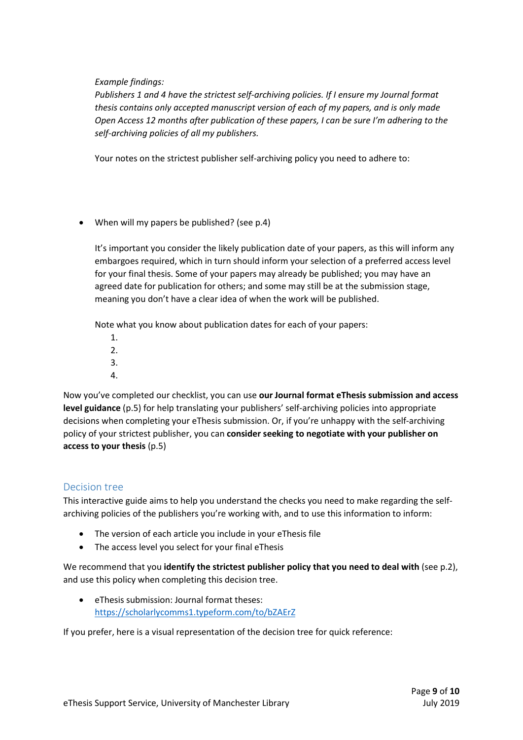*Example findings:*
*Publishers 1 and 4 have the strictest self-archiving policies. If I ensure my Journal format thesis contains only accepted manuscript version of each of my papers, and is only made Open Access 12 months after publication of these papers, I can be sure I'm adhering to the self-archiving policies of all my publishers.*

Your notes on the strictest publisher self-archiving policy you need to adhere to:

- When will my papers be published? (see p.4)

  It's important you consider the likely publication date of your papers, as this will inform any embargoes required, which in turn should inform your selection of a preferred access level for your final thesis. Some of your papers may already be published; you may have an agreed date for publication for others; and some may still be at the submission stage, meaning you don't have a clear idea of when the work will be published.

  Note what you know about publication dates for each of your papers:

  1.
  2.
  3.
  4.

Now you've completed our checklist, you can use **our Journal format eThesis submission and access level guidance** (p.5) for help translating your publishers' self-archiving policies into appropriate decisions when completing your eThesis submission. Or, if you're unhappy with the self-archiving policy of your strictest publisher, you can **consider seeking to negotiate with your publisher on access to your thesis** (p.5)

## Decision tree

This interactive guide aims to help you understand the checks you need to make regarding the self-archiving policies of the publishers you're working with, and to use this information to inform:

- The version of each article you include in your eThesis file
- The access level you select for your final eThesis

We recommend that you **identify the strictest publisher policy that you need to deal with** (see p.2), and use this policy when completing this decision tree.

- eThesis submission: Journal format theses: https://scholarlycomms1.typeform.com/to/bZAErZ

If you prefer, here is a visual representation of the decision tree for quick reference: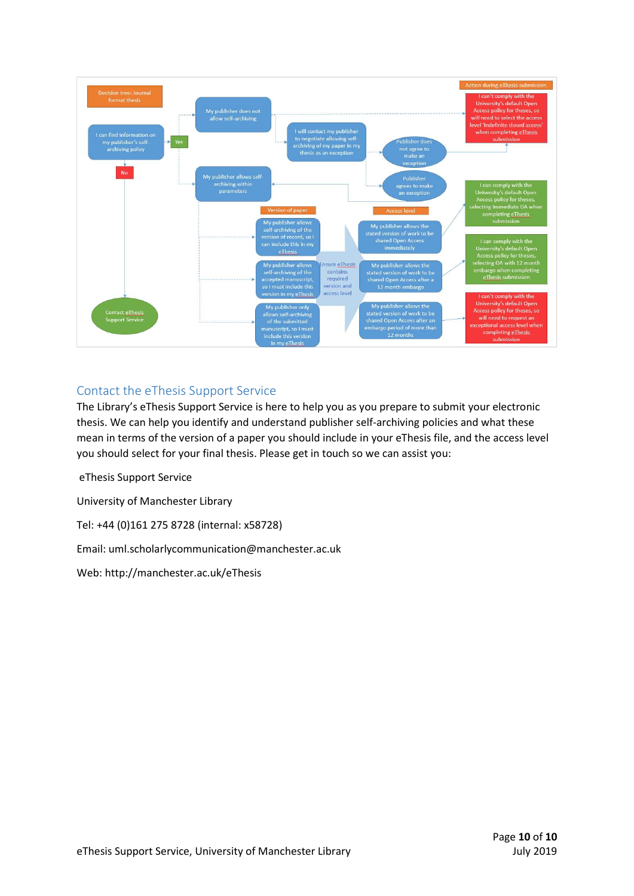Decision tree: Journal format thesis

I can find information on my publisher's self-archiving policy

Yes

No

My publisher does not allow self-archiving

I will contact my publisher to negotiate allowing self-archiving of my paper in my thesis as an exception

Publisher does not agree to make an exception

Publisher agrees to make an exception

My publisher allows self-archiving within parameters

Action during eThesis submission

I can't comply with the University's default Open Access policy for theses, so will need to select the access level 'Indefinite closed access' when completing eThesis submission

Version of paper

Access level

My publisher allows self-archiving of the version of record, so I can include this in my eThesis

My publisher allows self-archiving of the accepted manuscript, so I must include this version in my eThesis

My publisher only allows self-archiving of the submitted manuscript, so I must include this version in my eThesis

Ensure eThesis contains required version and access level

My publisher allows the stated version of work to be shared Open Access immediately

My publisher allows the stated version of work to be shared Open Access after a 12 month embargo

My publisher allows the stated version of work to be shared Open Access after an embargo period of more than 12 months

I can comply with the University's default Open Access policy for theses, selecting Immediate OA when completing eThesis submission

I can comply with the University's default Open Access policy for theses, selecting OA with 12 month embargo when completing eThesis submission

I can't comply with the University's default Open Access policy for theses, so will need to request an exceptional access level when completing eThesis submission

Contact eThesis Support Service

## Contact the eThesis Support Service

The Library's eThesis Support Service is here to help you as you prepare to submit your electronic thesis. We can help you identify and understand publisher self-archiving policies and what these mean in terms of the version of a paper you should include in your eThesis file, and the access level you should select for your final thesis. Please get in touch so we can assist you:

eThesis Support Service

University of Manchester Library

Tel: +44 (0)161 275 8728 (internal: x58728)

Email: uml.scholarlycommunication@manchester.ac.uk

Web: http://manchester.ac.uk/eThesis